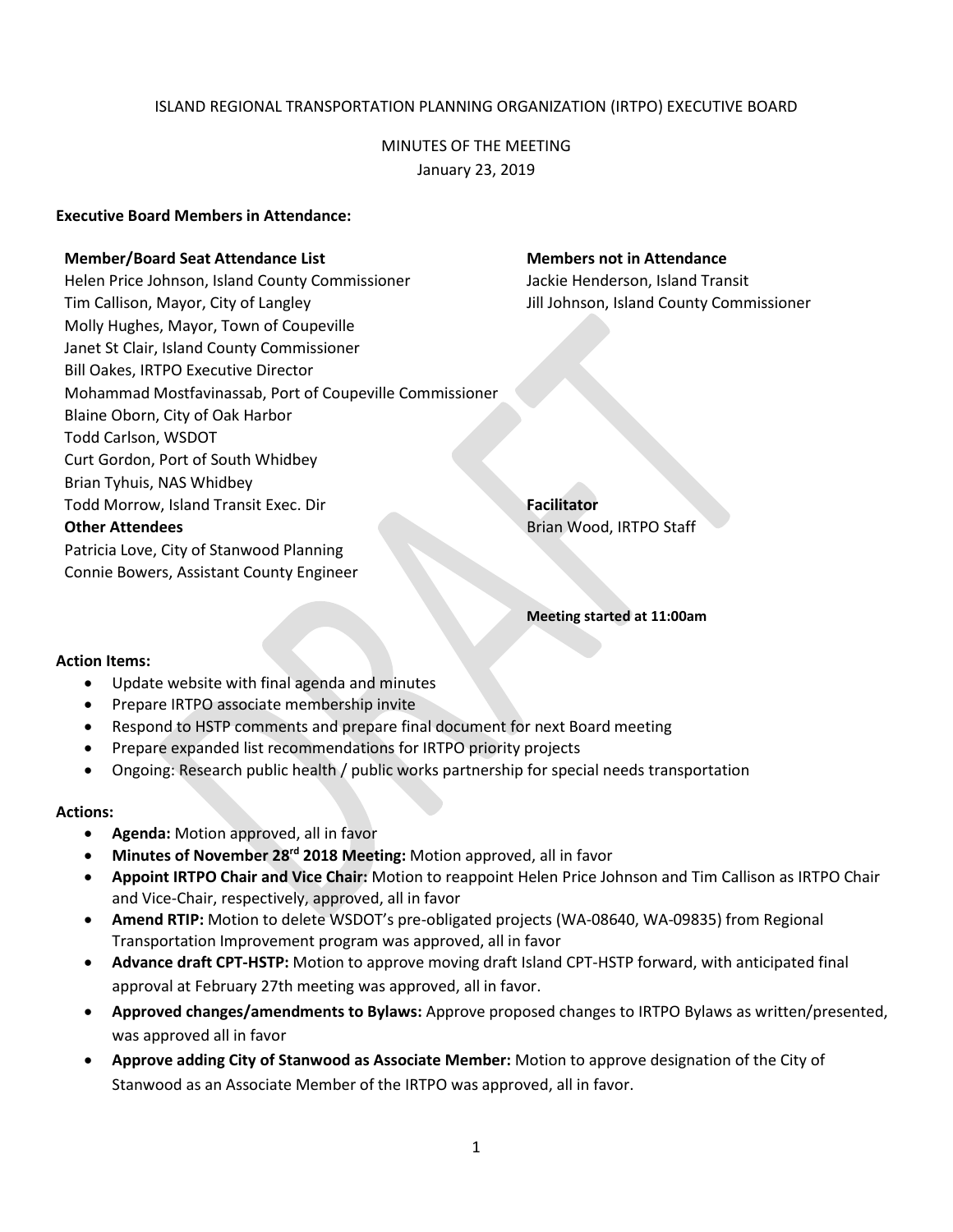ISLAND REGIONAL TRANSPORTATION PLANNING ORGANIZATION (IRTPO) EXECUTIVE BOARD

MINUTES OF THE MEETING
January 23, 2019

**Executive Board Members in Attendance:**

**Member/Board Seat Attendance List**
Helen Price Johnson, Island County Commissioner
Tim Callison, Mayor, City of Langley
Molly Hughes, Mayor, Town of Coupeville
Janet St Clair, Island County Commissioner
Bill Oakes, IRTPO Executive Director
Mohammad Mostfavinassab, Port of Coupeville Commissioner
Blaine Oborn, City of Oak Harbor
Todd Carlson, WSDOT
Curt Gordon, Port of South Whidbey
Brian Tyhuis, NAS Whidbey
Todd Morrow, Island Transit Exec. Dir

**Other Attendees**
Patricia Love, City of Stanwood Planning
Connie Bowers, Assistant County Engineer

**Members not in Attendance**
Jackie Henderson, Island Transit
Jill Johnson, Island County Commissioner

**Facilitator**
Brian Wood, IRTPO Staff

**Meeting started at 11:00am**

**Action Items:**

- Update website with final agenda and minutes
- Prepare IRTPO associate membership invite
- Respond to HSTP comments and prepare final document for next Board meeting
- Prepare expanded list recommendations for IRTPO priority projects
- Ongoing: Research public health / public works partnership for special needs transportation

**Actions:**

- **Agenda:** Motion approved, all in favor
- **Minutes of November 28rd 2018 Meeting:** Motion approved, all in favor
- **Appoint IRTPO Chair and Vice Chair:** Motion to reappoint Helen Price Johnson and Tim Callison as IRTPO Chair and Vice-Chair, respectively, approved, all in favor
- **Amend RTIP:** Motion to delete WSDOT's pre-obligated projects (WA-08640, WA-09835) from Regional Transportation Improvement program was approved, all in favor
- **Advance draft CPT-HSTP:** Motion to approve moving draft Island CPT-HSTP forward, with anticipated final approval at February 27th meeting was approved, all in favor.
- **Approved changes/amendments to Bylaws:** Approve proposed changes to IRTPO Bylaws as written/presented, was approved all in favor
- **Approve adding City of Stanwood as Associate Member:** Motion to approve designation of the City of Stanwood as an Associate Member of the IRTPO was approved, all in favor.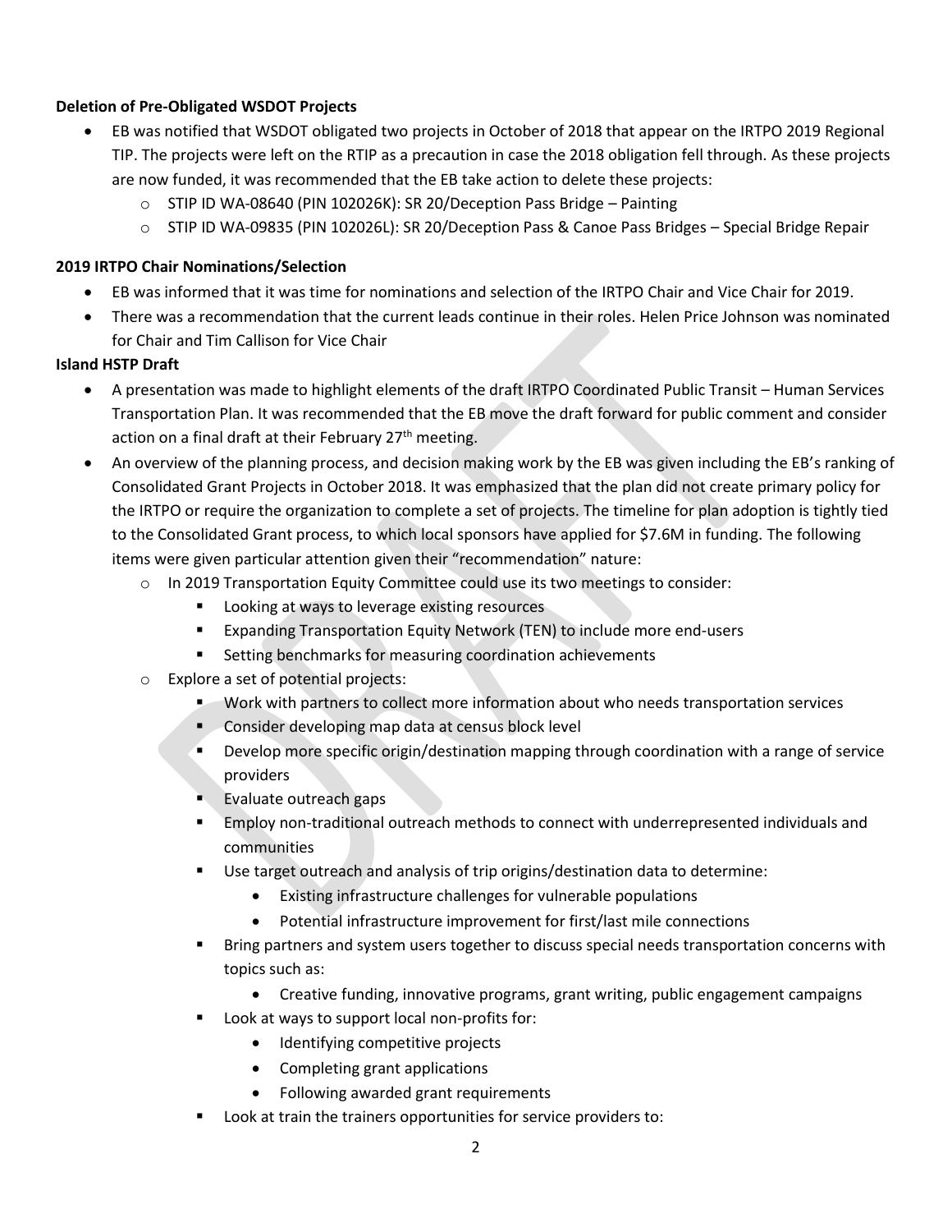**Deletion of Pre-Obligated WSDOT Projects**

- EB was notified that WSDOT obligated two projects in October of 2018 that appear on the IRTPO 2019 Regional TIP. The projects were left on the RTIP as a precaution in case the 2018 obligation fell through. As these projects are now funded, it was recommended that the EB take action to delete these projects:
  - STIP ID WA-08640 (PIN 102026K): SR 20/Deception Pass Bridge – Painting
  - STIP ID WA-09835 (PIN 102026L): SR 20/Deception Pass & Canoe Pass Bridges – Special Bridge Repair

**2019 IRTPO Chair Nominations/Selection**

- EB was informed that it was time for nominations and selection of the IRTPO Chair and Vice Chair for 2019.
- There was a recommendation that the current leads continue in their roles. Helen Price Johnson was nominated for Chair and Tim Callison for Vice Chair

**Island HSTP Draft**

- A presentation was made to highlight elements of the draft IRTPO Coordinated Public Transit – Human Services Transportation Plan. It was recommended that the EB move the draft forward for public comment and consider action on a final draft at their February 27th meeting.
- An overview of the planning process, and decision making work by the EB was given including the EB's ranking of Consolidated Grant Projects in October 2018. It was emphasized that the plan did not create primary policy for the IRTPO or require the organization to complete a set of projects. The timeline for plan adoption is tightly tied to the Consolidated Grant process, to which local sponsors have applied for $7.6M in funding. The following items were given particular attention given their "recommendation" nature:
  - In 2019 Transportation Equity Committee could use its two meetings to consider:
    - Looking at ways to leverage existing resources
    - Expanding Transportation Equity Network (TEN) to include more end-users
    - Setting benchmarks for measuring coordination achievements
  - Explore a set of potential projects:
    - Work with partners to collect more information about who needs transportation services
    - Consider developing map data at census block level
    - Develop more specific origin/destination mapping through coordination with a range of service providers
    - Evaluate outreach gaps
    - Employ non-traditional outreach methods to connect with underrepresented individuals and communities
    - Use target outreach and analysis of trip origins/destination data to determine:
      - Existing infrastructure challenges for vulnerable populations
      - Potential infrastructure improvement for first/last mile connections
    - Bring partners and system users together to discuss special needs transportation concerns with topics such as:
      - Creative funding, innovative programs, grant writing, public engagement campaigns
    - Look at ways to support local non-profits for:
      - Identifying competitive projects
      - Completing grant applications
      - Following awarded grant requirements
    - Look at train the trainers opportunities for service providers to: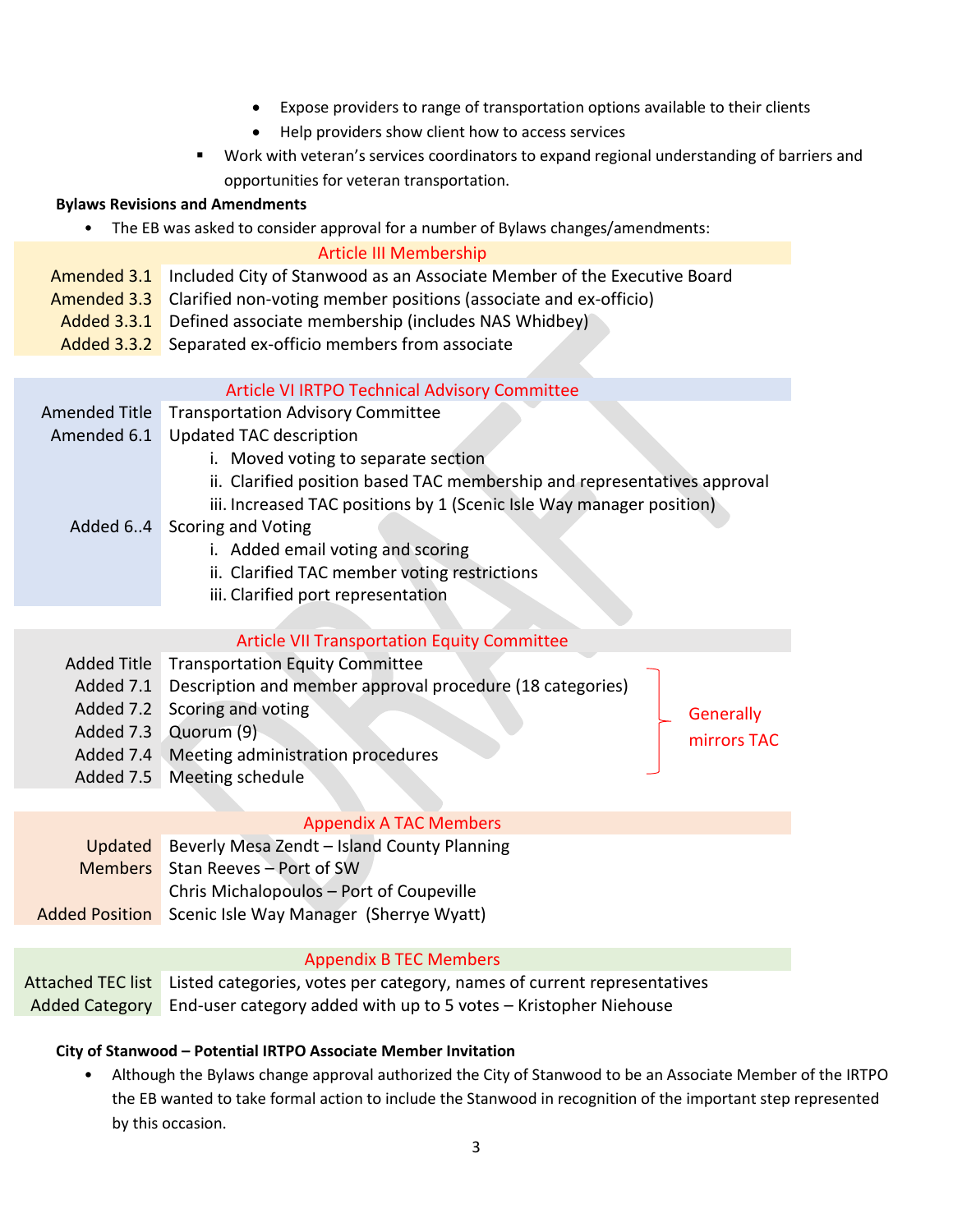- Expose providers to range of transportation options available to their clients
  - Help providers show client how to access services
- Work with veteran's services coordinators to expand regional understanding of barriers and opportunities for veteran transportation.

**Bylaws Revisions and Amendments**

- The EB was asked to consider approval for a number of Bylaws changes/amendments:

| | Article III Membership |
|---|---|
| Amended 3.1 | Included City of Stanwood as an Associate Member of the Executive Board |
| Amended 3.3 | Clarified non-voting member positions (associate and ex-officio) |
| Added 3.3.1 | Defined associate membership (includes NAS Whidbey) |
| Added 3.3.2 | Separated ex-officio members from associate |

| | Article VI IRTPO Technical Advisory Committee |
|---|---|
| Amended Title | Transportation Advisory Committee |
| Amended 6.1 | Updated TAC description<br>i. Moved voting to separate section<br>ii. Clarified position based TAC membership and representatives approval<br>iii. Increased TAC positions by 1 (Scenic Isle Way manager position) |
| Added 6..4 | Scoring and Voting<br>i. Added email voting and scoring<br>ii. Clarified TAC member voting restrictions<br>iii. Clarified port representation |

| | Article VII Transportation Equity Committee | |
|---|---|---|
| Added Title | Transportation Equity Committee | Generally mirrors TAC |
| Added 7.1 | Description and member approval procedure (18 categories) | |
| Added 7.2 | Scoring and voting | |
| Added 7.3 | Quorum (9) | |
| Added 7.4 | Meeting administration procedures | |
| Added 7.5 | Meeting schedule | |

| | Appendix A TAC Members |
|---|---|
| Updated Members | Beverly Mesa Zendt – Island County Planning<br>Stan Reeves – Port of SW<br>Chris Michalopoulos – Port of Coupeville |
| Added Position | Scenic Isle Way Manager (Sherrye Wyatt) |

| | Appendix B TEC Members |
|---|---|
| Attached TEC list | Listed categories, votes per category, names of current representatives |
| Added Category | End-user category added with up to 5 votes – Kristopher Niehouse |

**City of Stanwood – Potential IRTPO Associate Member Invitation**

- Although the Bylaws change approval authorized the City of Stanwood to be an Associate Member of the IRTPO the EB wanted to take formal action to include the Stanwood in recognition of the important step represented by this occasion.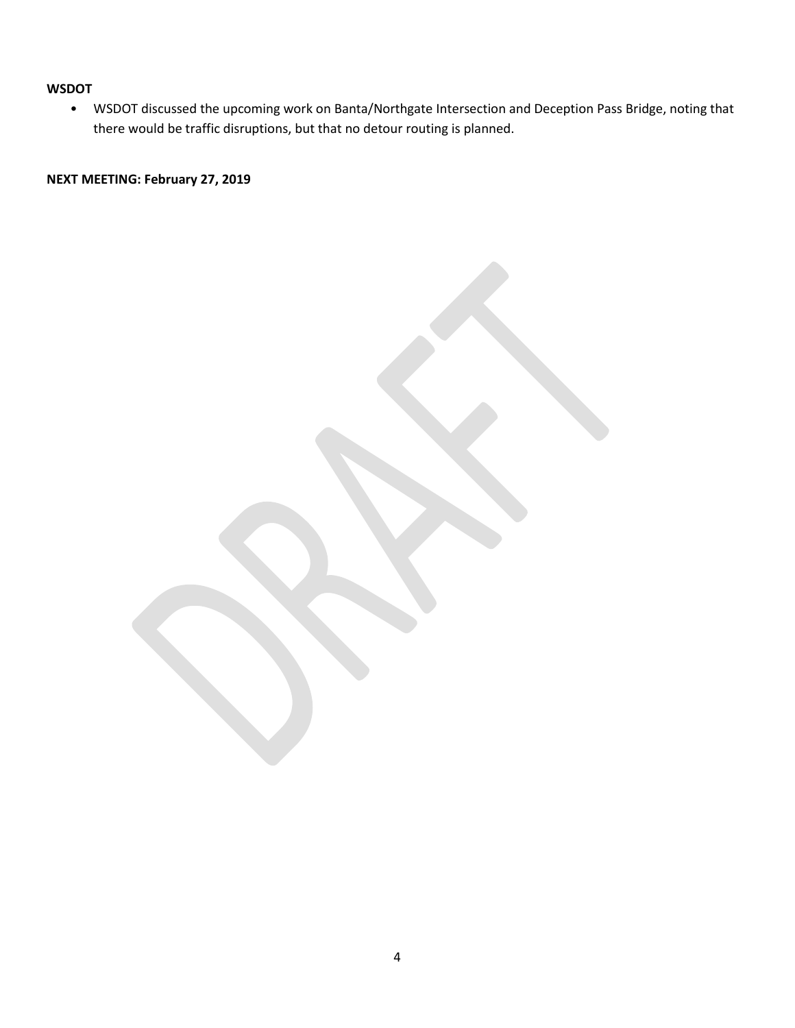**WSDOT**

- WSDOT discussed the upcoming work on Banta/Northgate Intersection and Deception Pass Bridge, noting that there would be traffic disruptions, but that no detour routing is planned.

**NEXT MEETING: February 27, 2019**